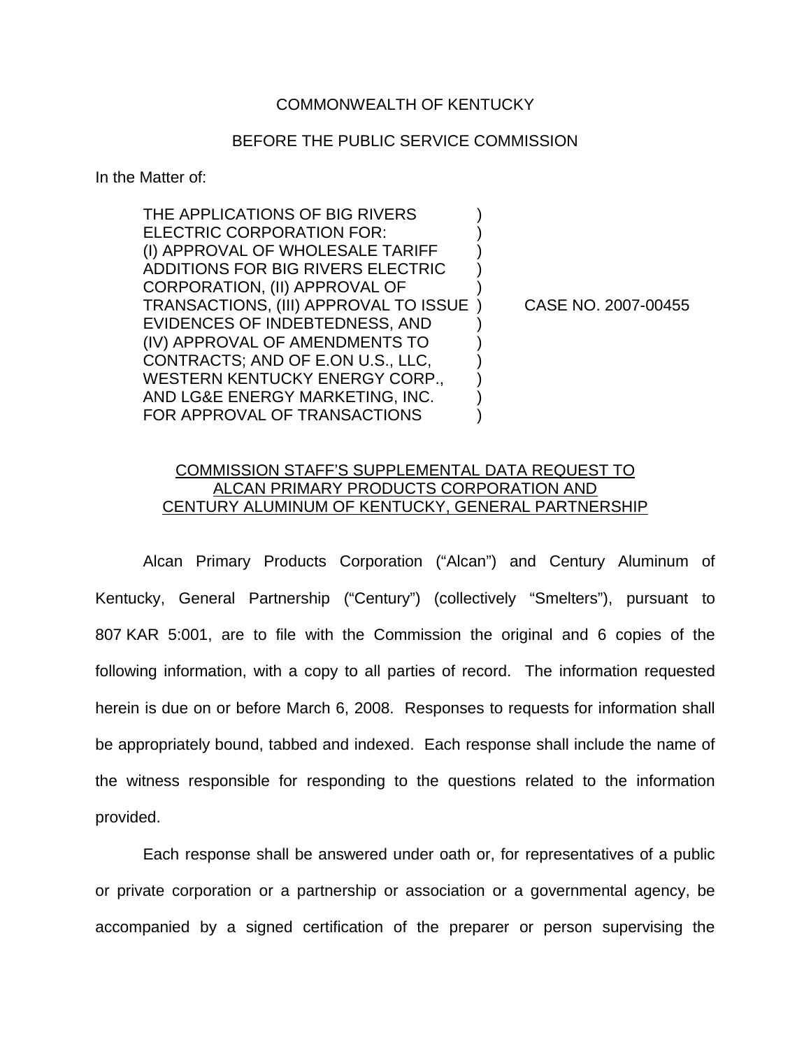COMMONWEALTH OF KENTUCKY

BEFORE THE PUBLIC SERVICE COMMISSION

In the Matter of:

| | | |
|---|---|---|
| THE APPLICATIONS OF BIG RIVERS ELECTRIC CORPORATION FOR: (I) APPROVAL OF WHOLESALE TARIFF ADDITIONS FOR BIG RIVERS ELECTRIC CORPORATION, (II) APPROVAL OF TRANSACTIONS, (III) APPROVAL TO ISSUE EVIDENCES OF INDEBTEDNESS, AND (IV) APPROVAL OF AMENDMENTS TO CONTRACTS; AND OF E.ON U.S., LLC, WESTERN KENTUCKY ENERGY CORP., AND LG&E ENERGY MARKETING, INC. FOR APPROVAL OF TRANSACTIONS | ) | CASE NO. 2007-00455 |

COMMISSION STAFF'S SUPPLEMENTAL DATA REQUEST TO ALCAN PRIMARY PRODUCTS CORPORATION AND CENTURY ALUMINUM OF KENTUCKY, GENERAL PARTNERSHIP

Alcan Primary Products Corporation ("Alcan") and Century Aluminum of Kentucky, General Partnership ("Century") (collectively "Smelters"), pursuant to 807 KAR 5:001, are to file with the Commission the original and 6 copies of the following information, with a copy to all parties of record. The information requested herein is due on or before March 6, 2008. Responses to requests for information shall be appropriately bound, tabbed and indexed. Each response shall include the name of the witness responsible for responding to the questions related to the information provided.

Each response shall be answered under oath or, for representatives of a public or private corporation or a partnership or association or a governmental agency, be accompanied by a signed certification of the preparer or person supervising the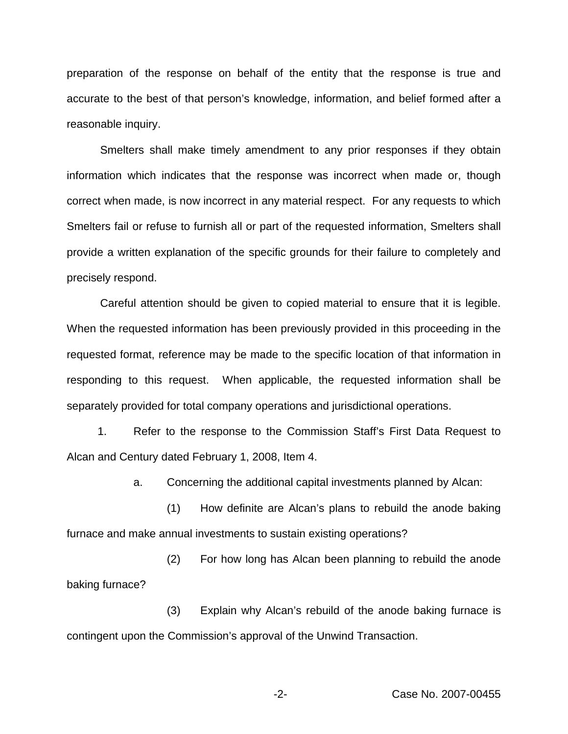preparation of the response on behalf of the entity that the response is true and accurate to the best of that person's knowledge, information, and belief formed after a reasonable inquiry.

Smelters shall make timely amendment to any prior responses if they obtain information which indicates that the response was incorrect when made or, though correct when made, is now incorrect in any material respect. For any requests to which Smelters fail or refuse to furnish all or part of the requested information, Smelters shall provide a written explanation of the specific grounds for their failure to completely and precisely respond.

Careful attention should be given to copied material to ensure that it is legible. When the requested information has been previously provided in this proceeding in the requested format, reference may be made to the specific location of that information in responding to this request. When applicable, the requested information shall be separately provided for total company operations and jurisdictional operations.

1. Refer to the response to the Commission Staff's First Data Request to Alcan and Century dated February 1, 2008, Item 4.

   a. Concerning the additional capital investments planned by Alcan:

      (1) How definite are Alcan's plans to rebuild the anode baking furnace and make annual investments to sustain existing operations?

      (2) For how long has Alcan been planning to rebuild the anode baking furnace?

      (3) Explain why Alcan's rebuild of the anode baking furnace is contingent upon the Commission's approval of the Unwind Transaction.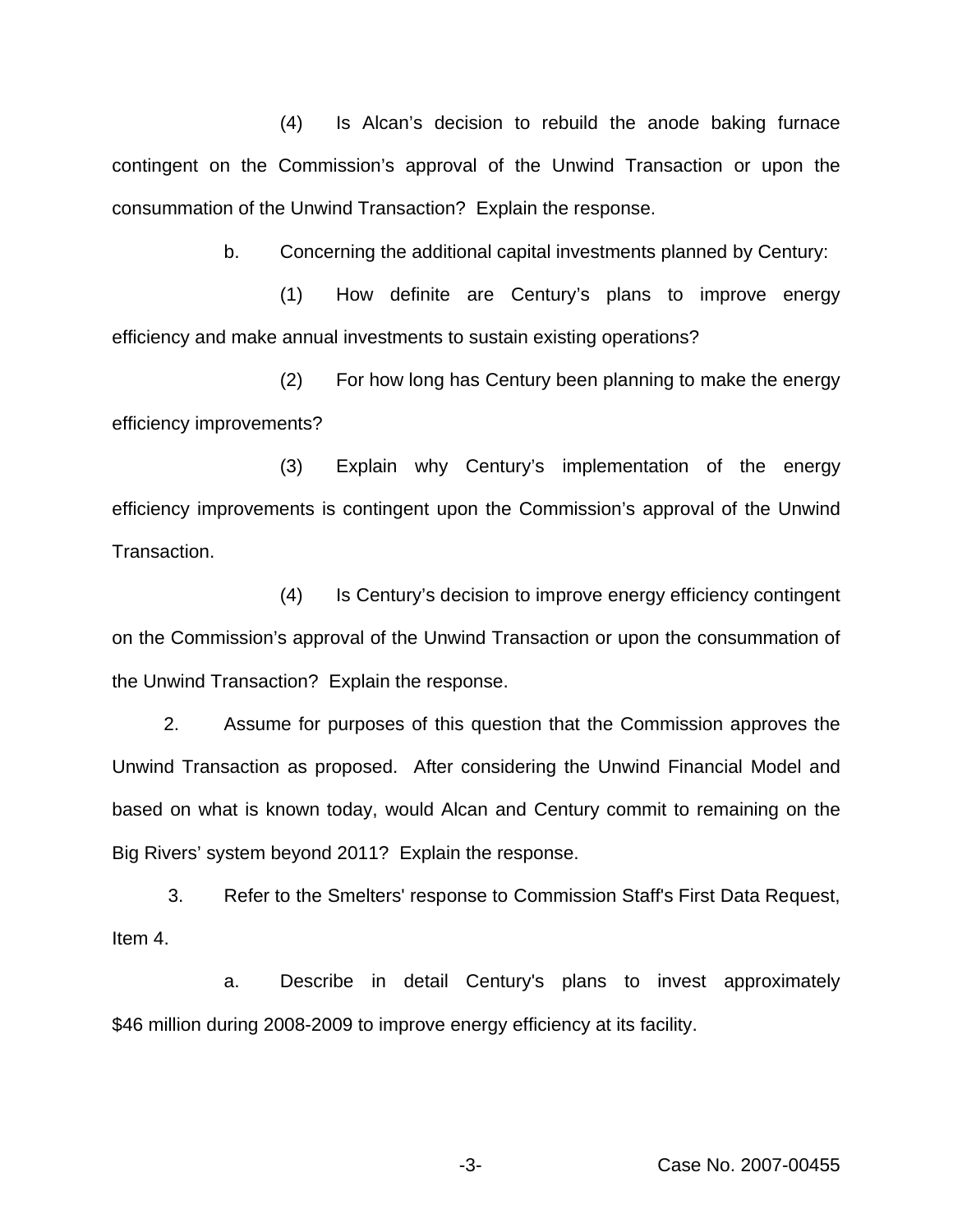(4) Is Alcan's decision to rebuild the anode baking furnace contingent on the Commission's approval of the Unwind Transaction or upon the consummation of the Unwind Transaction? Explain the response.

b. Concerning the additional capital investments planned by Century:

(1) How definite are Century's plans to improve energy efficiency and make annual investments to sustain existing operations?

(2) For how long has Century been planning to make the energy efficiency improvements?

(3) Explain why Century's implementation of the energy efficiency improvements is contingent upon the Commission's approval of the Unwind Transaction.

(4) Is Century's decision to improve energy efficiency contingent on the Commission's approval of the Unwind Transaction or upon the consummation of the Unwind Transaction? Explain the response.

2. Assume for purposes of this question that the Commission approves the Unwind Transaction as proposed. After considering the Unwind Financial Model and based on what is known today, would Alcan and Century commit to remaining on the Big Rivers' system beyond 2011? Explain the response.

3. Refer to the Smelters' response to Commission Staff's First Data Request, Item 4.

a. Describe in detail Century's plans to invest approximately $46 million during 2008-2009 to improve energy efficiency at its facility.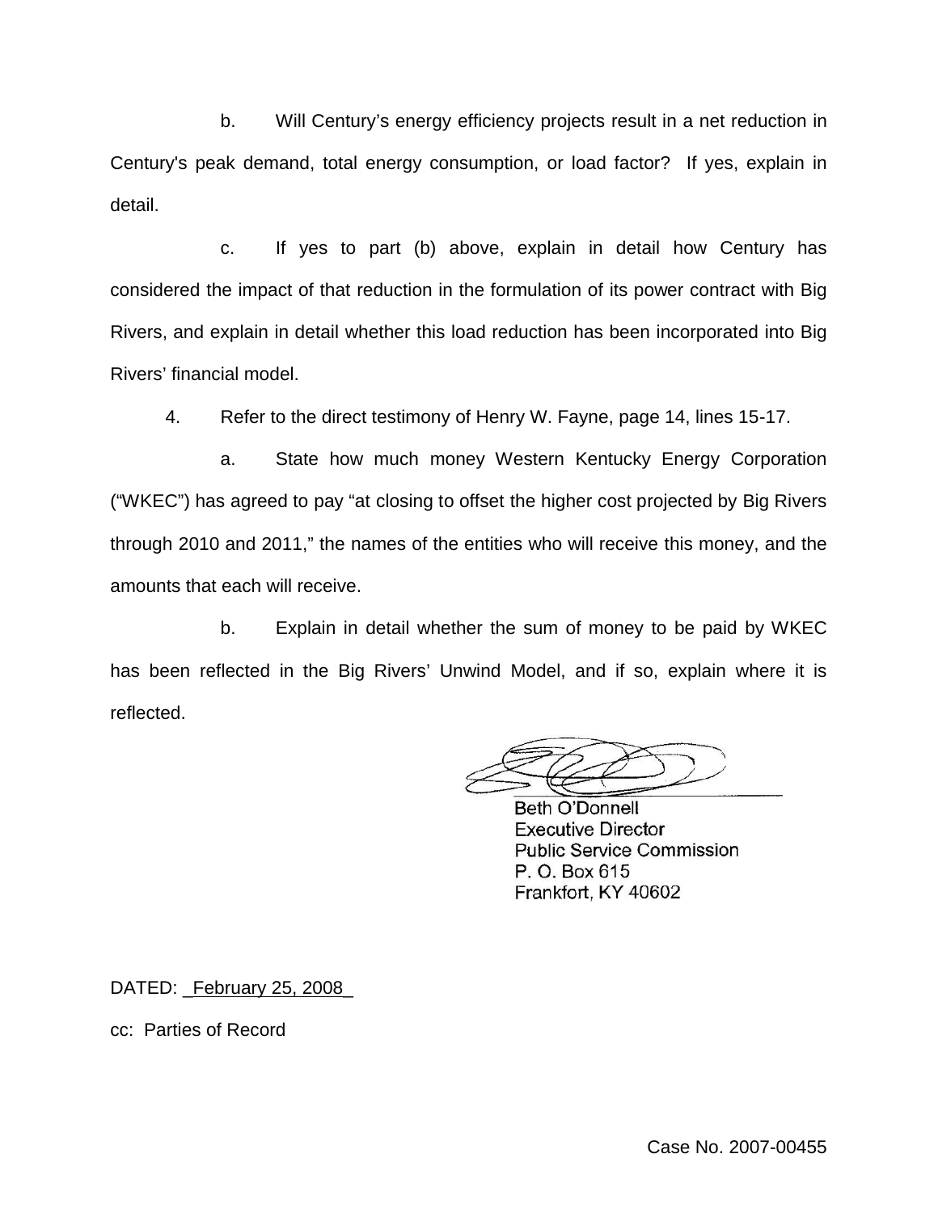b. Will Century's energy efficiency projects result in a net reduction in Century's peak demand, total energy consumption, or load factor? If yes, explain in detail.

c. If yes to part (b) above, explain in detail how Century has considered the impact of that reduction in the formulation of its power contract with Big Rivers, and explain in detail whether this load reduction has been incorporated into Big Rivers' financial model.

4. Refer to the direct testimony of Henry W. Fayne, page 14, lines 15-17.

a. State how much money Western Kentucky Energy Corporation ("WKEC") has agreed to pay "at closing to offset the higher cost projected by Big Rivers through 2010 and 2011," the names of the entities who will receive this money, and the amounts that each will receive.

b. Explain in detail whether the sum of money to be paid by WKEC has been reflected in the Big Rivers' Unwind Model, and if so, explain where it is reflected.

Beth O'Donnell
Executive Director
Public Service Commission
P. O. Box 615
Frankfort, KY 40602

DATED: February 25, 2008

cc: Parties of Record

Case No. 2007-00455